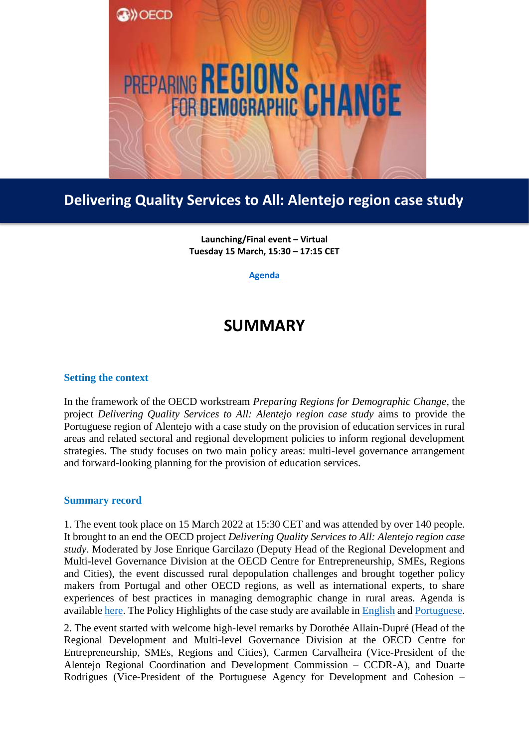# Delivering Quality Services to All: Alentejo region case study

**Launching/Final event – Virtual**
**Tuesday 15 March, 15:30 – 17:15 CET**

**Agenda**

## SUMMARY

### Setting the context

In the framework of the OECD workstream *Preparing Regions for Demographic Change*, the project *Delivering Quality Services to All: Alentejo region case study* aims to provide the Portuguese region of Alentejo with a case study on the provision of education services in rural areas and related sectoral and regional development policies to inform regional development strategies. The study focuses on two main policy areas: multi-level governance arrangement and forward-looking planning for the provision of education services.

### Summary record

1. The event took place on 15 March 2022 at 15:30 CET and was attended by over 140 people. It brought to an end the OECD project *Delivering Quality Services to All: Alentejo region case study*. Moderated by Jose Enrique Garcilazo (Deputy Head of the Regional Development and Multi-level Governance Division at the OECD Centre for Entrepreneurship, SMEs, Regions and Cities), the event discussed rural depopulation challenges and brought together policy makers from Portugal and other OECD regions, as well as international experts, to share experiences of best practices in managing demographic change in rural areas. Agenda is available here. The Policy Highlights of the case study are available in English and Portuguese.

2. The event started with welcome high-level remarks by Dorothée Allain-Dupré (Head of the Regional Development and Multi-level Governance Division at the OECD Centre for Entrepreneurship, SMEs, Regions and Cities), Carmen Carvalheira (Vice-President of the Alentejo Regional Coordination and Development Commission – CCDR-A), and Duarte Rodrigues (Vice-President of the Portuguese Agency for Development and Cohesion –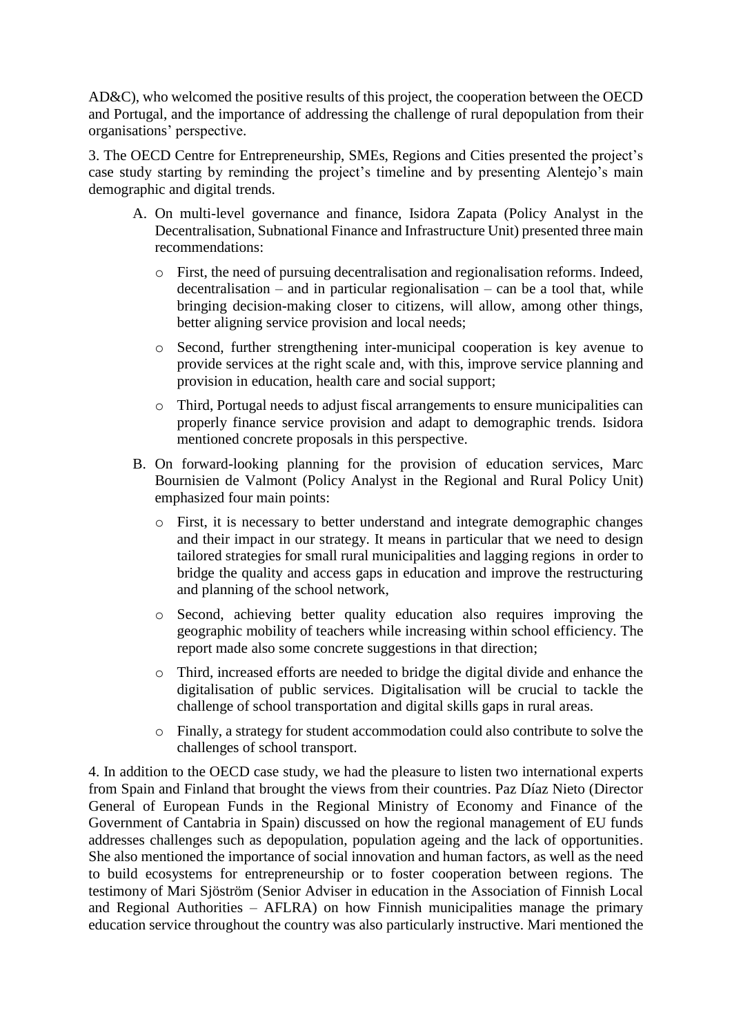AD&C), who welcomed the positive results of this project, the cooperation between the OECD and Portugal, and the importance of addressing the challenge of rural depopulation from their organisations' perspective.

3. The OECD Centre for Entrepreneurship, SMEs, Regions and Cities presented the project's case study starting by reminding the project's timeline and by presenting Alentejo's main demographic and digital trends.

A. On multi-level governance and finance, Isidora Zapata (Policy Analyst in the Decentralisation, Subnational Finance and Infrastructure Unit) presented three main recommendations:

- First, the need of pursuing decentralisation and regionalisation reforms. Indeed, decentralisation – and in particular regionalisation – can be a tool that, while bringing decision-making closer to citizens, will allow, among other things, better aligning service provision and local needs;
- Second, further strengthening inter-municipal cooperation is key avenue to provide services at the right scale and, with this, improve service planning and provision in education, health care and social support;
- Third, Portugal needs to adjust fiscal arrangements to ensure municipalities can properly finance service provision and adapt to demographic trends. Isidora mentioned concrete proposals in this perspective.

B. On forward-looking planning for the provision of education services, Marc Bournisien de Valmont (Policy Analyst in the Regional and Rural Policy Unit) emphasized four main points:

- First, it is necessary to better understand and integrate demographic changes and their impact in our strategy. It means in particular that we need to design tailored strategies for small rural municipalities and lagging regions in order to bridge the quality and access gaps in education and improve the restructuring and planning of the school network,
- Second, achieving better quality education also requires improving the geographic mobility of teachers while increasing within school efficiency. The report made also some concrete suggestions in that direction;
- Third, increased efforts are needed to bridge the digital divide and enhance the digitalisation of public services. Digitalisation will be crucial to tackle the challenge of school transportation and digital skills gaps in rural areas.
- Finally, a strategy for student accommodation could also contribute to solve the challenges of school transport.

4. In addition to the OECD case study, we had the pleasure to listen two international experts from Spain and Finland that brought the views from their countries. Paz Díaz Nieto (Director General of European Funds in the Regional Ministry of Economy and Finance of the Government of Cantabria in Spain) discussed on how the regional management of EU funds addresses challenges such as depopulation, population ageing and the lack of opportunities. She also mentioned the importance of social innovation and human factors, as well as the need to build ecosystems for entrepreneurship or to foster cooperation between regions. The testimony of Mari Sjöström (Senior Adviser in education in the Association of Finnish Local and Regional Authorities – AFLRA) on how Finnish municipalities manage the primary education service throughout the country was also particularly instructive. Mari mentioned the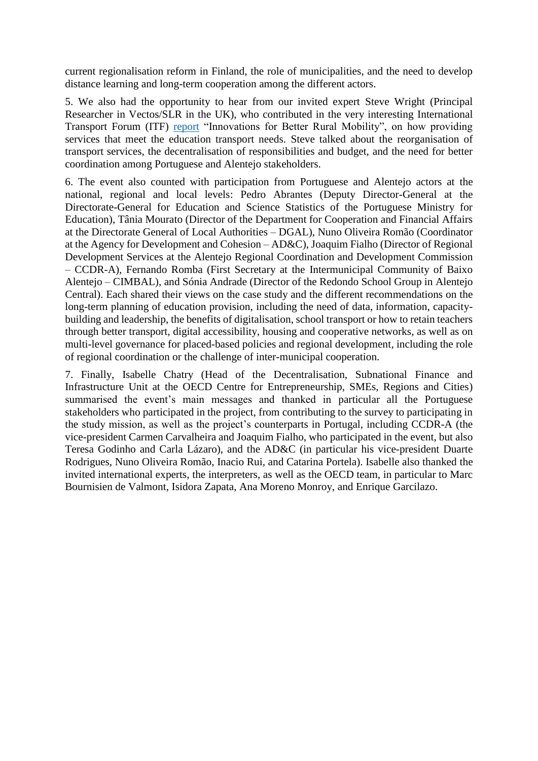current regionalisation reform in Finland, the role of municipalities, and the need to develop distance learning and long-term cooperation among the different actors.

5. We also had the opportunity to hear from our invited expert Steve Wright (Principal Researcher in Vectos/SLR in the UK), who contributed in the very interesting International Transport Forum (ITF) report "Innovations for Better Rural Mobility", on how providing services that meet the education transport needs. Steve talked about the reorganisation of transport services, the decentralisation of responsibilities and budget, and the need for better coordination among Portuguese and Alentejo stakeholders.

6. The event also counted with participation from Portuguese and Alentejo actors at the national, regional and local levels: Pedro Abrantes (Deputy Director-General at the Directorate-General for Education and Science Statistics of the Portuguese Ministry for Education), Tânia Mourato (Director of the Department for Cooperation and Financial Affairs at the Directorate General of Local Authorities – DGAL), Nuno Oliveira Romão (Coordinator at the Agency for Development and Cohesion – AD&C), Joaquim Fialho (Director of Regional Development Services at the Alentejo Regional Coordination and Development Commission – CCDR-A), Fernando Romba (First Secretary at the Intermunicipal Community of Baixo Alentejo – CIMBAL), and Sónia Andrade (Director of the Redondo School Group in Alentejo Central). Each shared their views on the case study and the different recommendations on the long-term planning of education provision, including the need of data, information, capacity-building and leadership, the benefits of digitalisation, school transport or how to retain teachers through better transport, digital accessibility, housing and cooperative networks, as well as on multi-level governance for placed-based policies and regional development, including the role of regional coordination or the challenge of inter-municipal cooperation.

7. Finally, Isabelle Chatry (Head of the Decentralisation, Subnational Finance and Infrastructure Unit at the OECD Centre for Entrepreneurship, SMEs, Regions and Cities) summarised the event's main messages and thanked in particular all the Portuguese stakeholders who participated in the project, from contributing to the survey to participating in the study mission, as well as the project's counterparts in Portugal, including CCDR-A (the vice-president Carmen Carvalheira and Joaquim Fialho, who participated in the event, but also Teresa Godinho and Carla Lázaro), and the AD&C (in particular his vice-president Duarte Rodrigues, Nuno Oliveira Romão, Inacio Rui, and Catarina Portela). Isabelle also thanked the invited international experts, the interpreters, as well as the OECD team, in particular to Marc Bournisien de Valmont, Isidora Zapata, Ana Moreno Monroy, and Enrique Garcilazo.